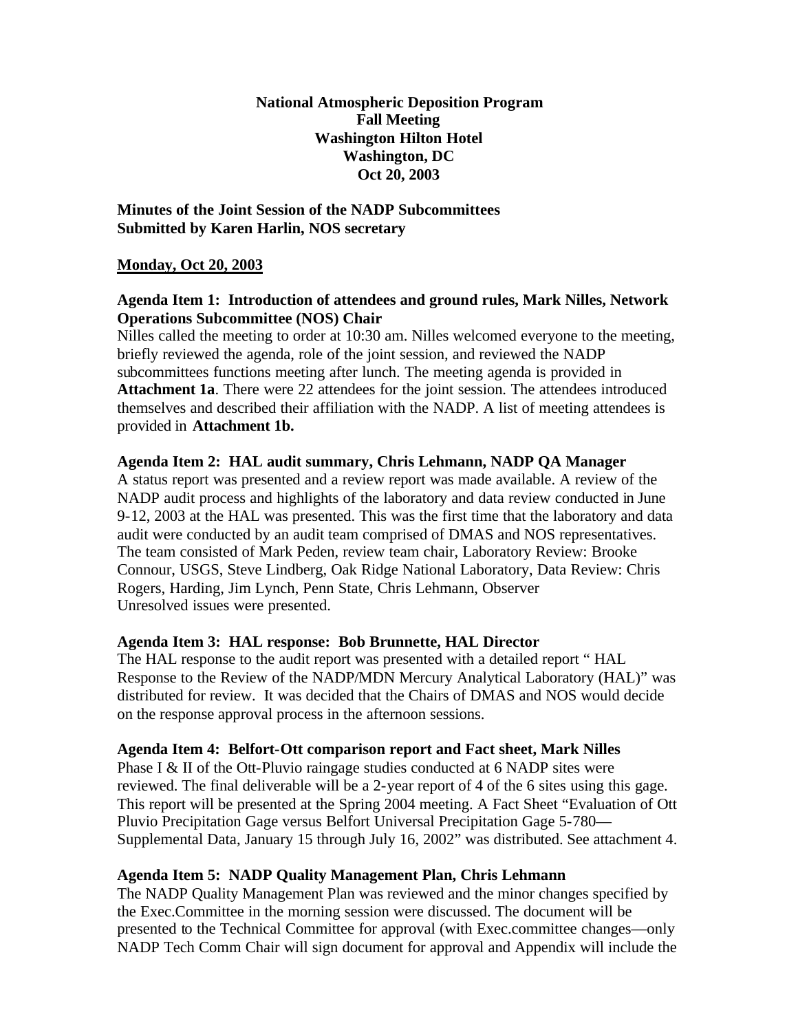**National Atmospheric Deposition Program**
**Fall Meeting**
**Washington Hilton Hotel**
**Washington, DC**
**Oct 20, 2003**

**Minutes of the Joint Session of the NADP Subcommittees**
**Submitted by Karen Harlin, NOS secretary**

**Monday, Oct 20, 2003**

**Agenda Item 1: Introduction of attendees and ground rules, Mark Nilles, Network Operations Subcommittee (NOS) Chair**

Nilles called the meeting to order at 10:30 am. Nilles welcomed everyone to the meeting, briefly reviewed the agenda, role of the joint session, and reviewed the NADP subcommittees functions meeting after lunch. The meeting agenda is provided in **Attachment 1a**. There were 22 attendees for the joint session. The attendees introduced themselves and described their affiliation with the NADP. A list of meeting attendees is provided in **Attachment 1b.**

**Agenda Item 2: HAL audit summary, Chris Lehmann, NADP QA Manager**

A status report was presented and a review report was made available. A review of the NADP audit process and highlights of the laboratory and data review conducted in June 9-12, 2003 at the HAL was presented. This was the first time that the laboratory and data audit were conducted by an audit team comprised of DMAS and NOS representatives. The team consisted of Mark Peden, review team chair, Laboratory Review: Brooke Connour, USGS, Steve Lindberg, Oak Ridge National Laboratory, Data Review: Chris Rogers, Harding, Jim Lynch, Penn State, Chris Lehmann, Observer
Unresolved issues were presented.

**Agenda Item 3: HAL response: Bob Brunnette, HAL Director**

The HAL response to the audit report was presented with a detailed report " HAL Response to the Review of the NADP/MDN Mercury Analytical Laboratory (HAL)" was distributed for review. It was decided that the Chairs of DMAS and NOS would decide on the response approval process in the afternoon sessions.

**Agenda Item 4: Belfort-Ott comparison report and Fact sheet, Mark Nilles**

Phase I & II of the Ott-Pluvio raingage studies conducted at 6 NADP sites were reviewed. The final deliverable will be a 2-year report of 4 of the 6 sites using this gage. This report will be presented at the Spring 2004 meeting. A Fact Sheet "Evaluation of Ott Pluvio Precipitation Gage versus Belfort Universal Precipitation Gage 5-780—Supplemental Data, January 15 through July 16, 2002" was distributed. See attachment 4.

**Agenda Item 5: NADP Quality Management Plan, Chris Lehmann**

The NADP Quality Management Plan was reviewed and the minor changes specified by the Exec.Committee in the morning session were discussed. The document will be presented to the Technical Committee for approval (with Exec.committee changes—only NADP Tech Comm Chair will sign document for approval and Appendix will include the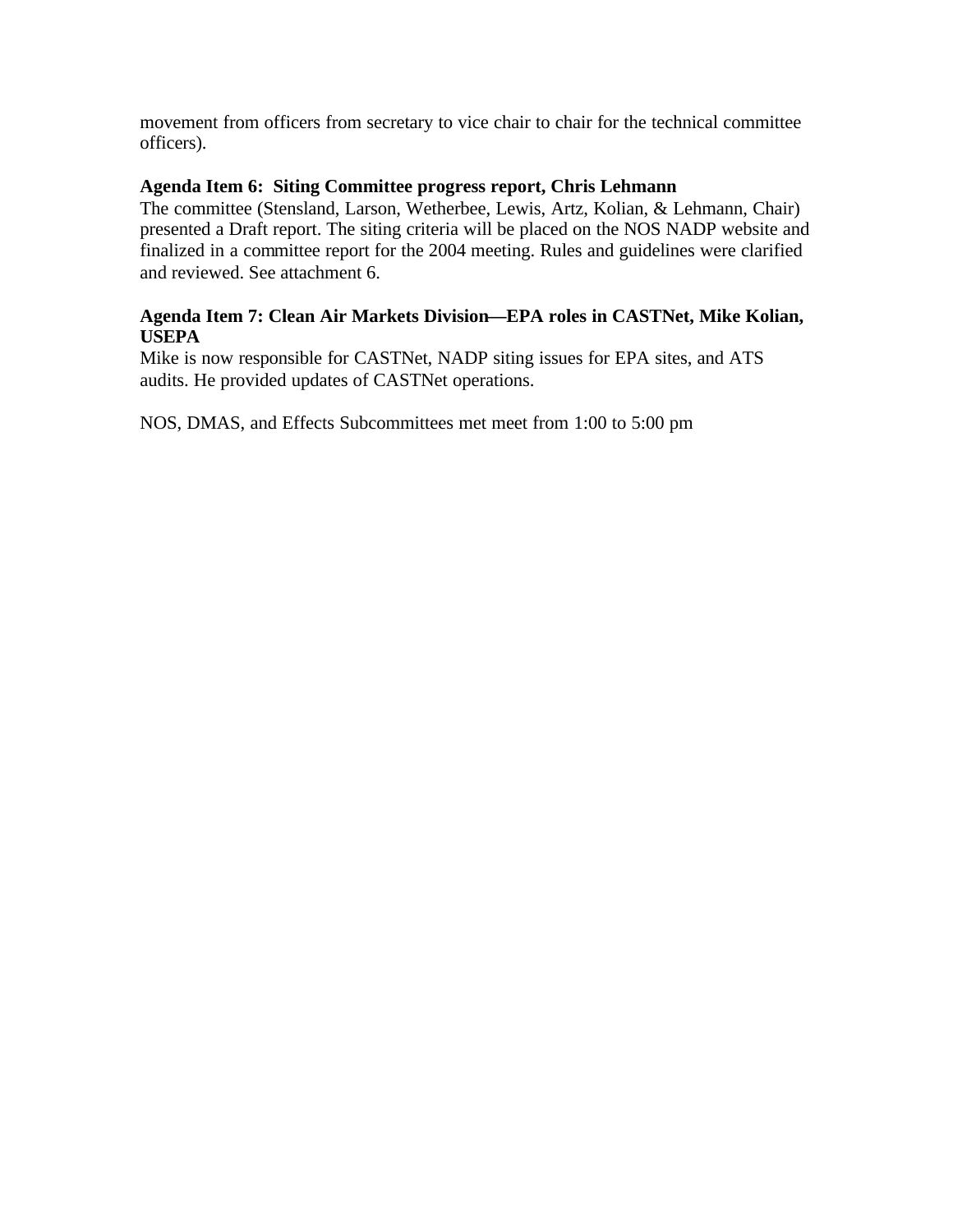movement from officers from secretary to vice chair to chair for the technical committee officers).

**Agenda Item 6: Siting Committee progress report, Chris Lehmann**

The committee (Stensland, Larson, Wetherbee, Lewis, Artz, Kolian, & Lehmann, Chair) presented a Draft report. The siting criteria will be placed on the NOS NADP website and finalized in a committee report for the 2004 meeting. Rules and guidelines were clarified and reviewed. See attachment 6.

**Agenda Item 7: Clean Air Markets Division—EPA roles in CASTNet, Mike Kolian, USEPA**

Mike is now responsible for CASTNet, NADP siting issues for EPA sites, and ATS audits. He provided updates of CASTNet operations.

NOS, DMAS, and Effects Subcommittees met meet from 1:00 to 5:00 pm